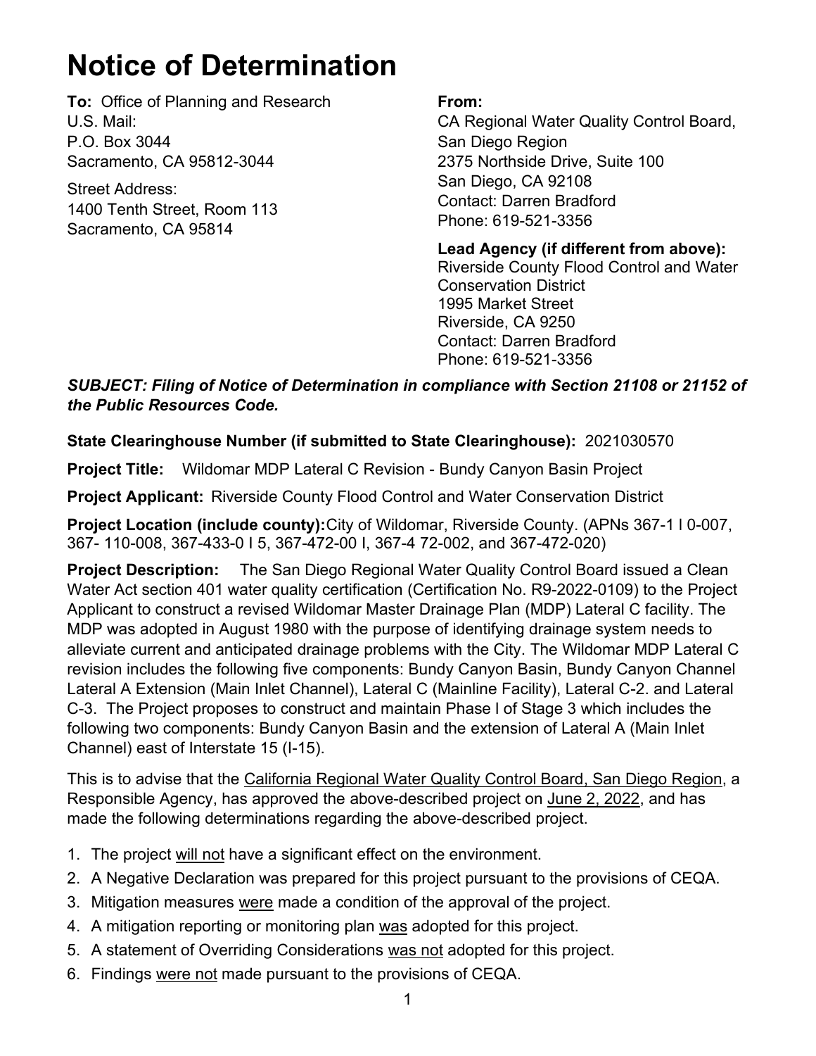# Notice of Determination

**To:** Office of Planning and Research
U.S. Mail:
P.O. Box 3044
Sacramento, CA 95812-3044

Street Address:
1400 Tenth Street, Room 113
Sacramento, CA 95814

**From:**
CA Regional Water Quality Control Board, San Diego Region
2375 Northside Drive, Suite 100
San Diego, CA 92108
Contact: Darren Bradford
Phone: 619-521-3356

**Lead Agency (if different from above):**
Riverside County Flood Control and Water Conservation District
1995 Market Street
Riverside, CA 9250
Contact: Darren Bradford
Phone: 619-521-3356

***SUBJECT: Filing of Notice of Determination in compliance with Section 21108 or 21152 of the Public Resources Code.***

**State Clearinghouse Number (if submitted to State Clearinghouse):** 2021030570

**Project Title:** Wildomar MDP Lateral C Revision - Bundy Canyon Basin Project

**Project Applicant:** Riverside County Flood Control and Water Conservation District

**Project Location (include county):** City of Wildomar, Riverside County. (APNs 367-1 l 0-007, 367- 110-008, 367-433-0 I 5, 367-472-00 I, 367-4 72-002, and 367-472-020)

**Project Description:** The San Diego Regional Water Quality Control Board issued a Clean Water Act section 401 water quality certification (Certification No. R9-2022-0109) to the Project Applicant to construct a revised Wildomar Master Drainage Plan (MDP) Lateral C facility. The MDP was adopted in August 1980 with the purpose of identifying drainage system needs to alleviate current and anticipated drainage problems with the City. The Wildomar MDP Lateral C revision includes the following five components: Bundy Canyon Basin, Bundy Canyon Channel Lateral A Extension (Main Inlet Channel), Lateral C (Mainline Facility), Lateral C-2. and Lateral C-3. The Project proposes to construct and maintain Phase l of Stage 3 which includes the following two components: Bundy Canyon Basin and the extension of Lateral A (Main Inlet Channel) east of Interstate 15 (I-15).

This is to advise that the California Regional Water Quality Control Board, San Diego Region, a Responsible Agency, has approved the above-described project on June 2, 2022, and has made the following determinations regarding the above-described project.

1. The project will not have a significant effect on the environment.
2. A Negative Declaration was prepared for this project pursuant to the provisions of CEQA.
3. Mitigation measures were made a condition of the approval of the project.
4. A mitigation reporting or monitoring plan was adopted for this project.
5. A statement of Overriding Considerations was not adopted for this project.
6. Findings were not made pursuant to the provisions of CEQA.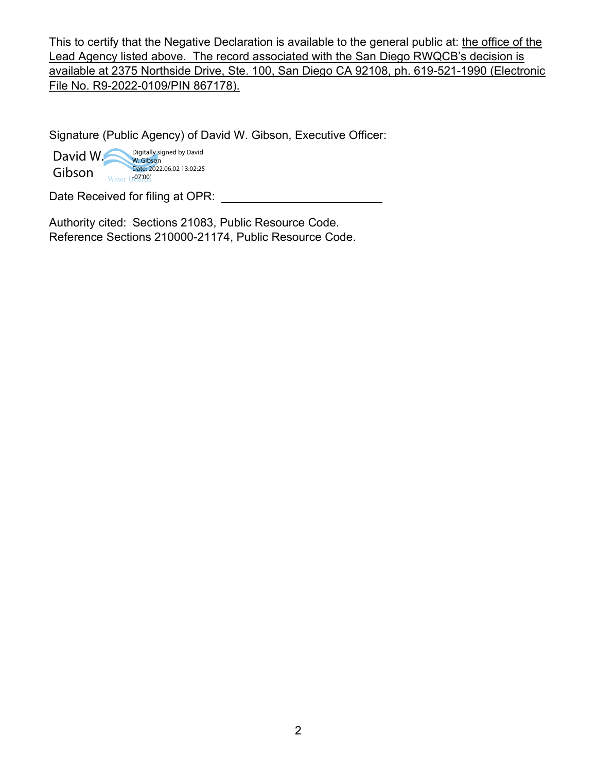This to certify that the Negative Declaration is available to the general public at: the office of the Lead Agency listed above. The record associated with the San Diego RWQCB's decision is available at 2375 Northside Drive, Ste. 100, San Diego CA 92108, ph. 619-521-1990 (Electronic File No. R9-2022-0109/PIN 867178).

Signature (Public Agency) of David W. Gibson, Executive Officer:

David W. Gibson Digitally signed by David W. Gibson Date: 2022.06.02 13:02:25 -07'00'

Date Received for filing at OPR: ________________________

Authority cited: Sections 21083, Public Resource Code.
Reference Sections 210000-21174, Public Resource Code.